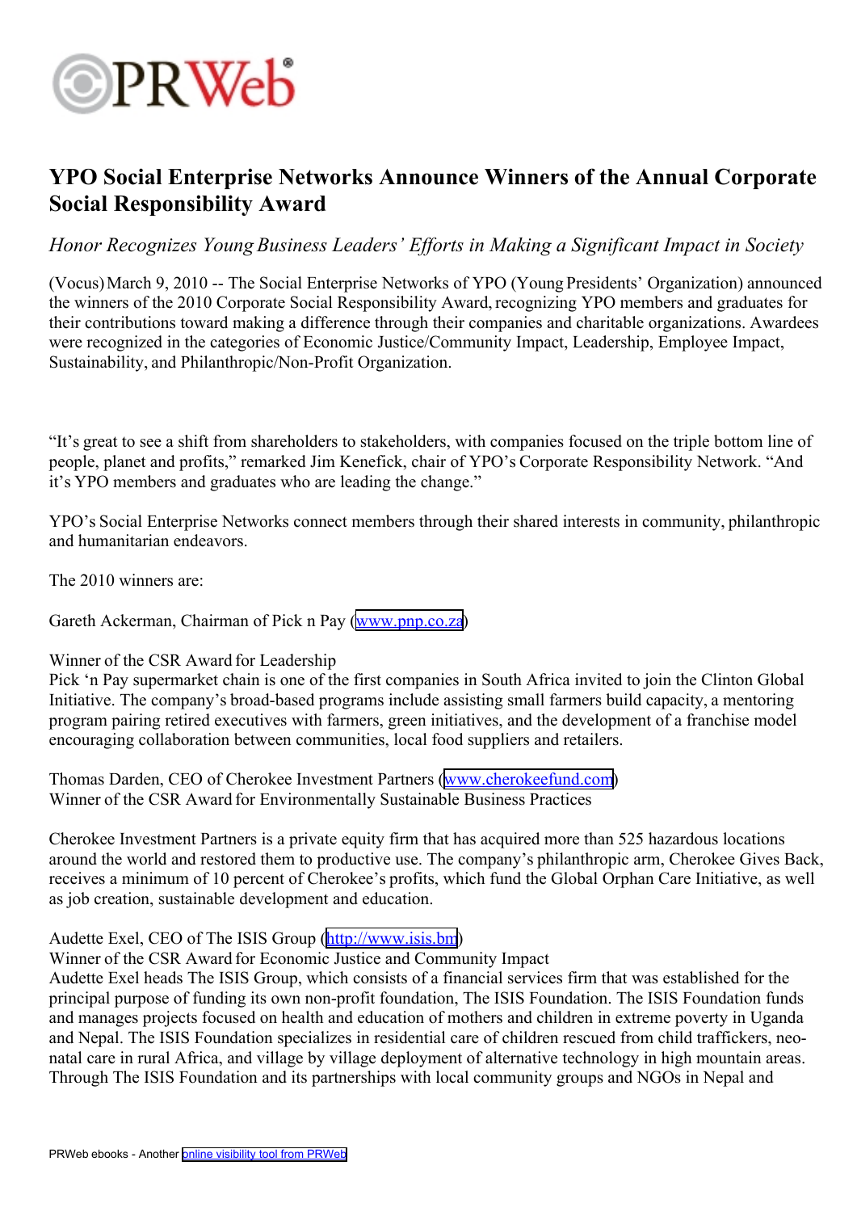# YPO Social Enterprise Networks Announce Winners of the Annual Corporate Social Responsibility Award

*Honor Recognizes Young Business Leaders' Efforts in Making a Significant Impact in Society*

(Vocus) March 9, 2010 -- The Social Enterprise Networks of YPO (Young Presidents' Organization) announced the winners of the 2010 Corporate Social Responsibility Award, recognizing YPO members and graduates for their contributions toward making a difference through their companies and charitable organizations. Awardees were recognized in the categories of Economic Justice/Community Impact, Leadership, Employee Impact, Sustainability, and Philanthropic/Non-Profit Organization.

"It's great to see a shift from shareholders to stakeholders, with companies focused on the triple bottom line of people, planet and profits," remarked Jim Kenefick, chair of YPO's Corporate Responsibility Network. "And it's YPO members and graduates who are leading the change."

YPO's Social Enterprise Networks connect members through their shared interests in community, philanthropic and humanitarian endeavors.

The 2010 winners are:

Gareth Ackerman, Chairman of Pick n Pay (www.pnp.co.za)

Winner of the CSR Award for Leadership
Pick 'n Pay supermarket chain is one of the first companies in South Africa invited to join the Clinton Global Initiative. The company's broad-based programs include assisting small farmers build capacity, a mentoring program pairing retired executives with farmers, green initiatives, and the development of a franchise model encouraging collaboration between communities, local food suppliers and retailers.

Thomas Darden, CEO of Cherokee Investment Partners (www.cherokeefund.com)
Winner of the CSR Award for Environmentally Sustainable Business Practices

Cherokee Investment Partners is a private equity firm that has acquired more than 525 hazardous locations around the world and restored them to productive use. The company's philanthropic arm, Cherokee Gives Back, receives a minimum of 10 percent of Cherokee's profits, which fund the Global Orphan Care Initiative, as well as job creation, sustainable development and education.

Audette Exel, CEO of The ISIS Group (http://www.isis.bm)
Winner of the CSR Award for Economic Justice and Community Impact
Audette Exel heads The ISIS Group, which consists of a financial services firm that was established for the principal purpose of funding its own non-profit foundation, The ISIS Foundation. The ISIS Foundation funds and manages projects focused on health and education of mothers and children in extreme poverty in Uganda and Nepal. The ISIS Foundation specializes in residential care of children rescued from child traffickers, neo-natal care in rural Africa, and village by village deployment of alternative technology in high mountain areas. Through The ISIS Foundation and its partnerships with local community groups and NGOs in Nepal and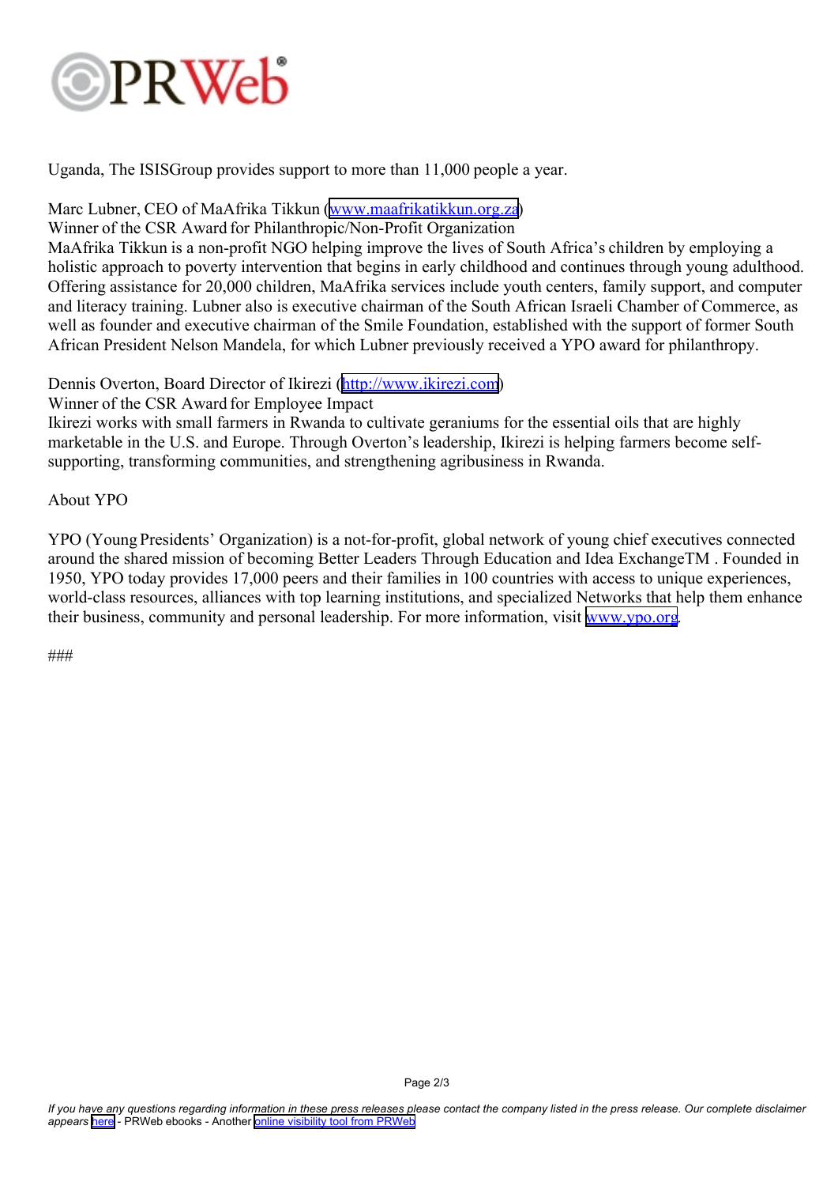Uganda, The ISISGroup provides support to more than 11,000 people a year.

Marc Lubner, CEO of MaAfrika Tikkun (www.maafrikatikkun.org.za)
Winner of the CSR Award for Philanthropic/Non-Profit Organization
MaAfrika Tikkun is a non-profit NGO helping improve the lives of South Africa's children by employing a holistic approach to poverty intervention that begins in early childhood and continues through young adulthood. Offering assistance for 20,000 children, MaAfrika services include youth centers, family support, and computer and literacy training. Lubner also is executive chairman of the South African Israeli Chamber of Commerce, as well as founder and executive chairman of the Smile Foundation, established with the support of former South African President Nelson Mandela, for which Lubner previously received a YPO award for philanthropy.

Dennis Overton, Board Director of Ikirezi (http://www.ikirezi.com)
Winner of the CSR Award for Employee Impact
Ikirezi works with small farmers in Rwanda to cultivate geraniums for the essential oils that are highly marketable in the U.S. and Europe. Through Overton's leadership, Ikirezi is helping farmers become self-supporting, transforming communities, and strengthening agribusiness in Rwanda.

About YPO

YPO (Young Presidents' Organization) is a not-for-profit, global network of young chief executives connected around the shared mission of becoming Better Leaders Through Education and Idea ExchangeTM . Founded in 1950, YPO today provides 17,000 peers and their families in 100 countries with access to unique experiences, world-class resources, alliances with top learning institutions, and specialized Networks that help them enhance their business, community and personal leadership. For more information, visit www.ypo.org.

###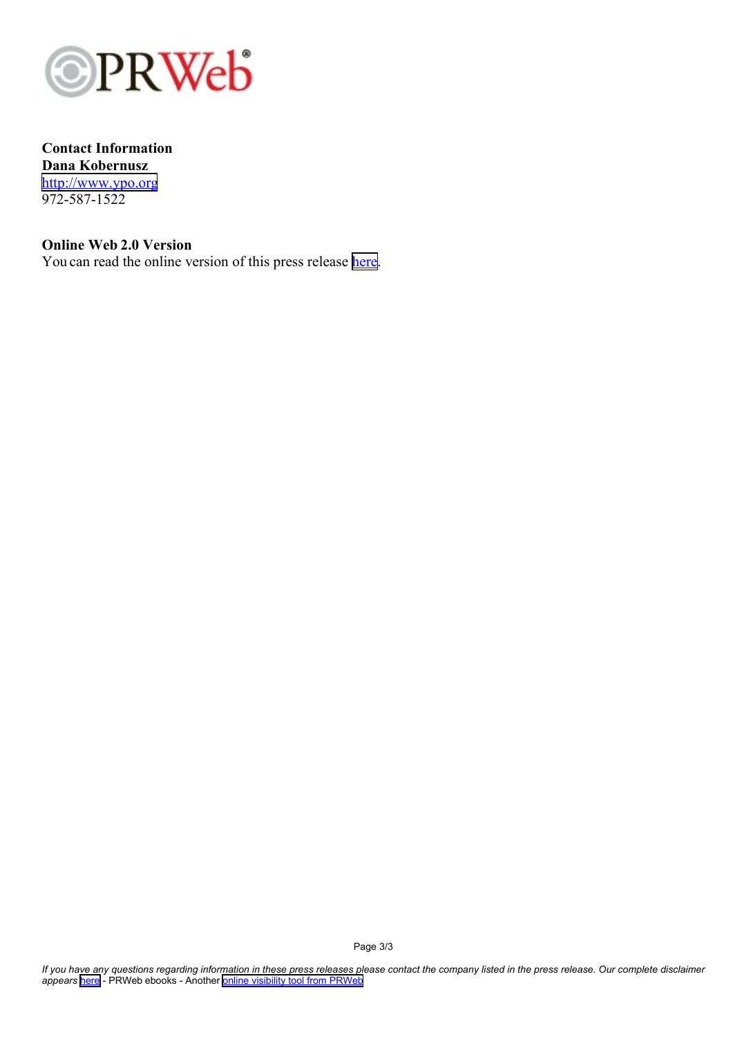**Contact Information**
**Dana Kobernusz**
http://www.ypo.org
972-587-1522

**Online Web 2.0 Version**
You can read the online version of this press release here.

*If you have any questions regarding information in these press releases please contact the company listed in the press release. Our complete disclaimer appears here - PRWeb ebooks - Another online visibility tool from PRWeb*